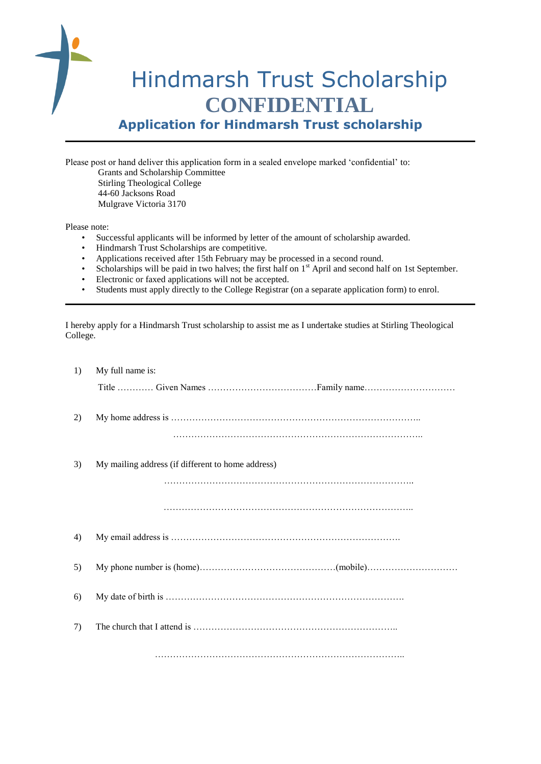# Hindmarsh Trust Scholarship

## CONFIDENTIAL

### Application for Hindmarsh Trust scholarship

---

Please post or hand deliver this application form in a sealed envelope marked 'confidential' to:

Grants and Scholarship Committee
Stirling Theological College
44-60 Jacksons Road
Mulgrave Victoria 3170

Please note:

- Successful applicants will be informed by letter of the amount of scholarship awarded.
- Hindmarsh Trust Scholarships are competitive.
- Applications received after 15th February may be processed in a second round.
- Scholarships will be paid in two halves; the first half on 1st April and second half on 1st September.
- Electronic or faxed applications will not be accepted.
- Students must apply directly to the College Registrar (on a separate application form) to enrol.

---

I hereby apply for a Hindmarsh Trust scholarship to assist me as I undertake studies at Stirling Theological College.

1) My full name is:

   Title ………… Given Names ………………………………Family name…………………………

2) My home address is ………………………………………………………………………..

   ………………………………………………………………………..

3) My mailing address (if different to home address)

   ………………………………………………………………………..

   ………………………………………………………………………..

4) My email address is ………………………………………………………………….

5) My phone number is (home)………………………………………(mobile)…………………………

6) My date of birth is ……………………………………………………………………….

7) The church that I attend is …………………………………………………………..

   ………………………………………………………………………..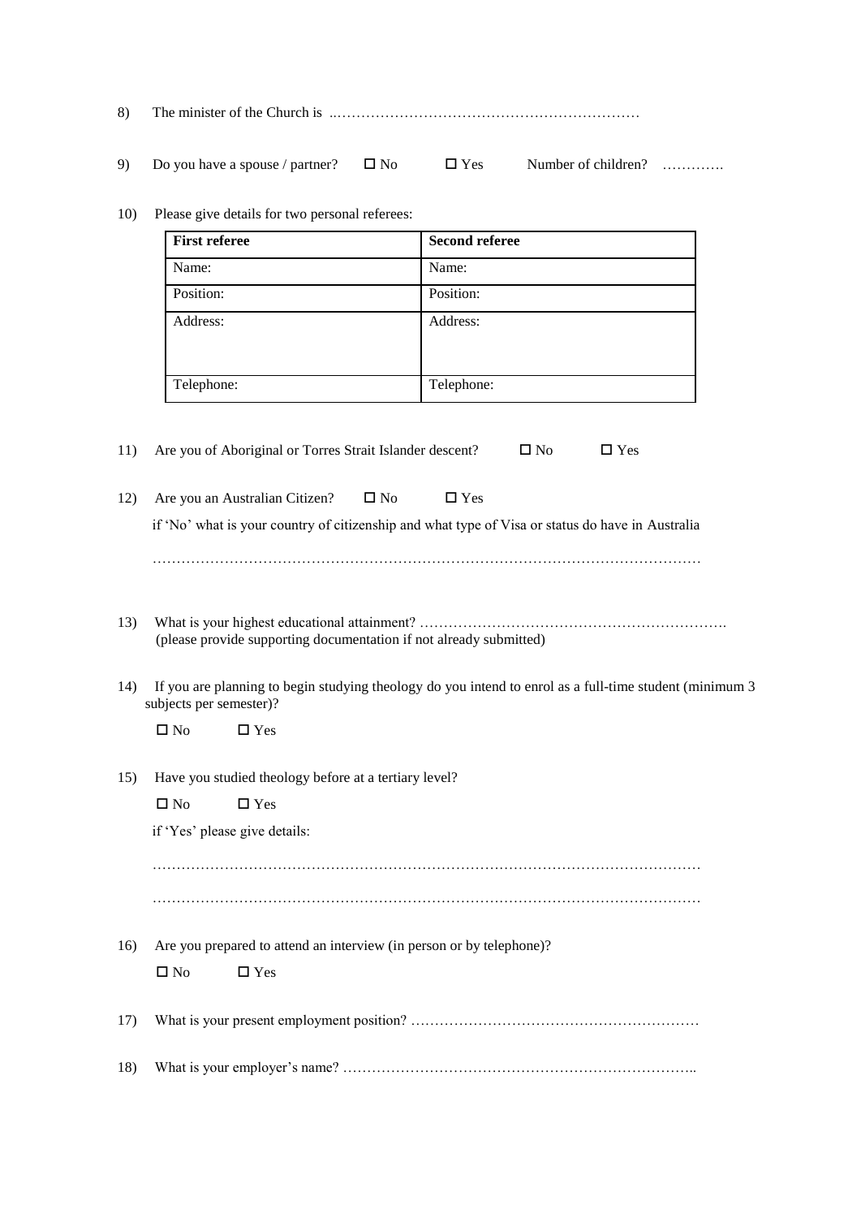8) The minister of the Church is ..………………………………………………………

9) Do you have a spouse / partner? ☐ No ☐ Yes Number of children? ………….

10) Please give details for two personal referees:

| First referee | Second referee |
|---|---|
| Name: | Name: |
| Position: | Position: |
| Address: | Address: |
| Telephone: | Telephone: |

11) Are you of Aboriginal or Torres Strait Islander descent? ☐ No ☐ Yes

12) Are you an Australian Citizen? ☐ No ☐ Yes

if 'No' what is your country of citizenship and what type of Visa or status do have in Australia

……………………………………………………………………………………………………

13) What is your highest educational attainment? ……………………………………………………….
(please provide supporting documentation if not already submitted)

14) If you are planning to begin studying theology do you intend to enrol as a full-time student (minimum 3 subjects per semester)?

☐ No ☐ Yes

15) Have you studied theology before at a tertiary level?

☐ No ☐ Yes

if 'Yes' please give details:

……………………………………………………………………………………………………

……………………………………………………………………………………………………

16) Are you prepared to attend an interview (in person or by telephone)?

☐ No ☐ Yes

17) What is your present employment position? ……………………………………………………

18) What is your employer's name? ………………………………………………………………..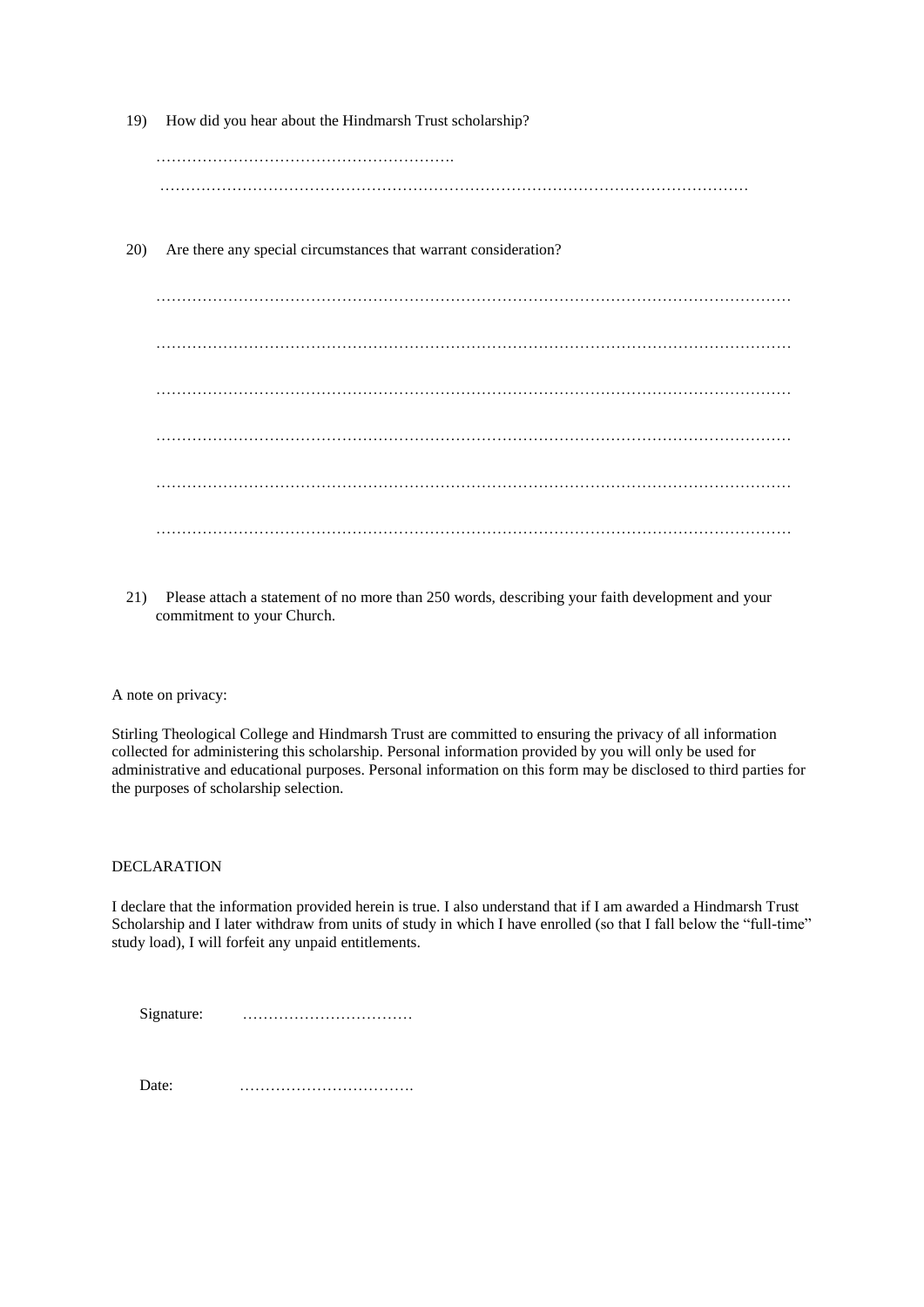19) How did you hear about the Hindmarsh Trust scholarship?

………………………………………………….

……………………………………………………………………………………………………

20) Are there any special circumstances that warrant consideration?

…………………………………………………………………………………………………………

…………………………………………………………………………………………………………

…………………………………………………………………………………………………………

…………………………………………………………………………………………………………

…………………………………………………………………………………………………………

…………………………………………………………………………………………………………

21) Please attach a statement of no more than 250 words, describing your faith development and your commitment to your Church.

A note on privacy:

Stirling Theological College and Hindmarsh Trust are committed to ensuring the privacy of all information collected for administering this scholarship. Personal information provided by you will only be used for administrative and educational purposes. Personal information on this form may be disclosed to third parties for the purposes of scholarship selection.

DECLARATION

I declare that the information provided herein is true. I also understand that if I am awarded a Hindmarsh Trust Scholarship and I later withdraw from units of study in which I have enrolled (so that I fall below the "full-time" study load), I will forfeit any unpaid entitlements.

Signature: ……………………………

Date: …………………………….